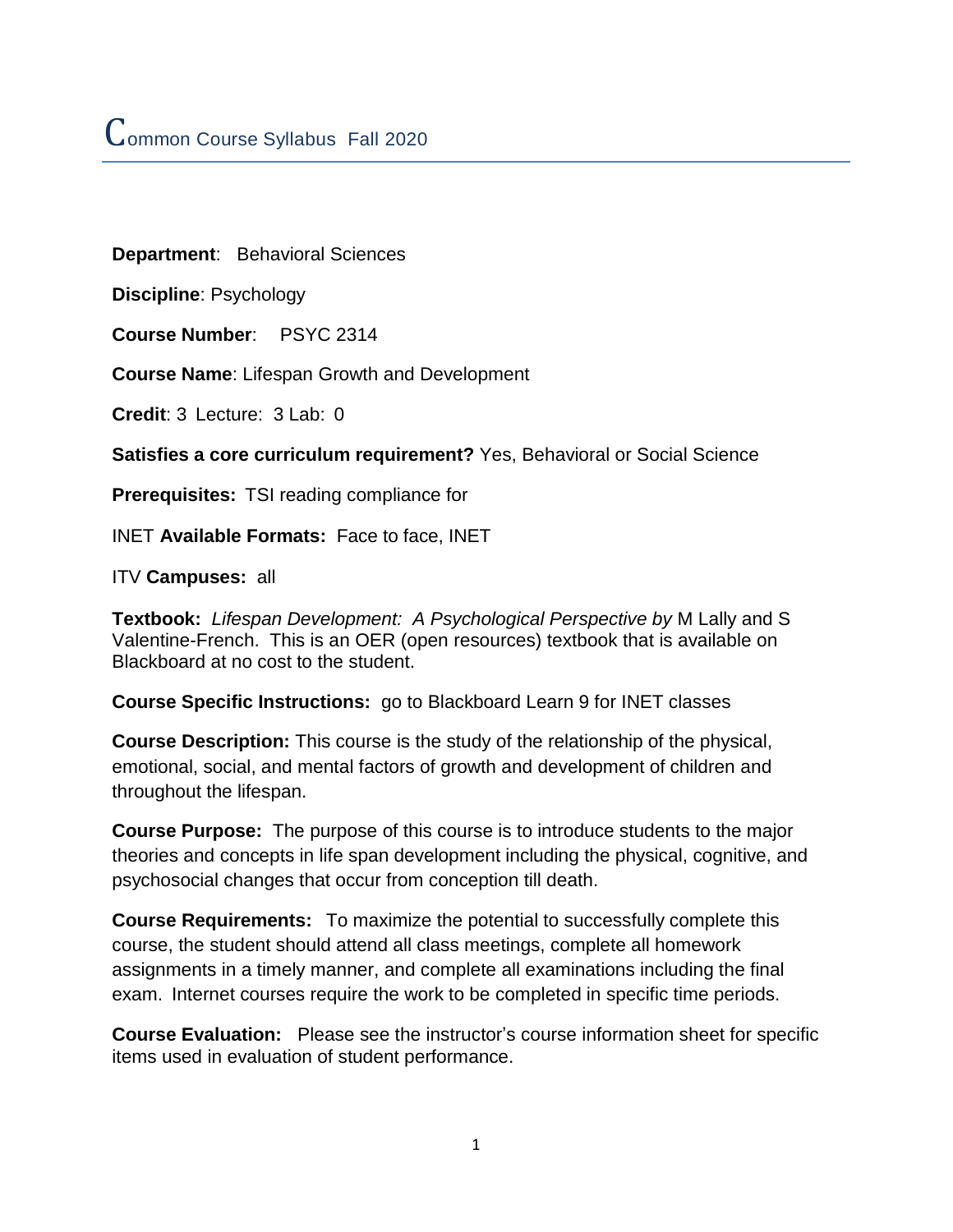# Common Course Syllabus Fall 2020

**Department**: Behavioral Sciences

**Discipline**: Psychology

**Course Number**: PSYC 2314

**Course Name**: Lifespan Growth and Development

**Credit**: 3 Lecture: 3 Lab: 0

**Satisfies a core curriculum requirement?** Yes, Behavioral or Social Science

**Prerequisites:** TSI reading compliance for

INET **Available Formats:** Face to face, INET

ITV **Campuses:** all

**Textbook:** *Lifespan Development: A Psychological Perspective by* M Lally and S Valentine-French. This is an OER (open resources) textbook that is available on Blackboard at no cost to the student.

**Course Specific Instructions:** go to Blackboard Learn 9 for INET classes

**Course Description:** This course is the study of the relationship of the physical, emotional, social, and mental factors of growth and development of children and throughout the lifespan.

**Course Purpose:** The purpose of this course is to introduce students to the major theories and concepts in life span development including the physical, cognitive, and psychosocial changes that occur from conception till death.

**Course Requirements:** To maximize the potential to successfully complete this course, the student should attend all class meetings, complete all homework assignments in a timely manner, and complete all examinations including the final exam. Internet courses require the work to be completed in specific time periods.

**Course Evaluation:** Please see the instructor's course information sheet for specific items used in evaluation of student performance.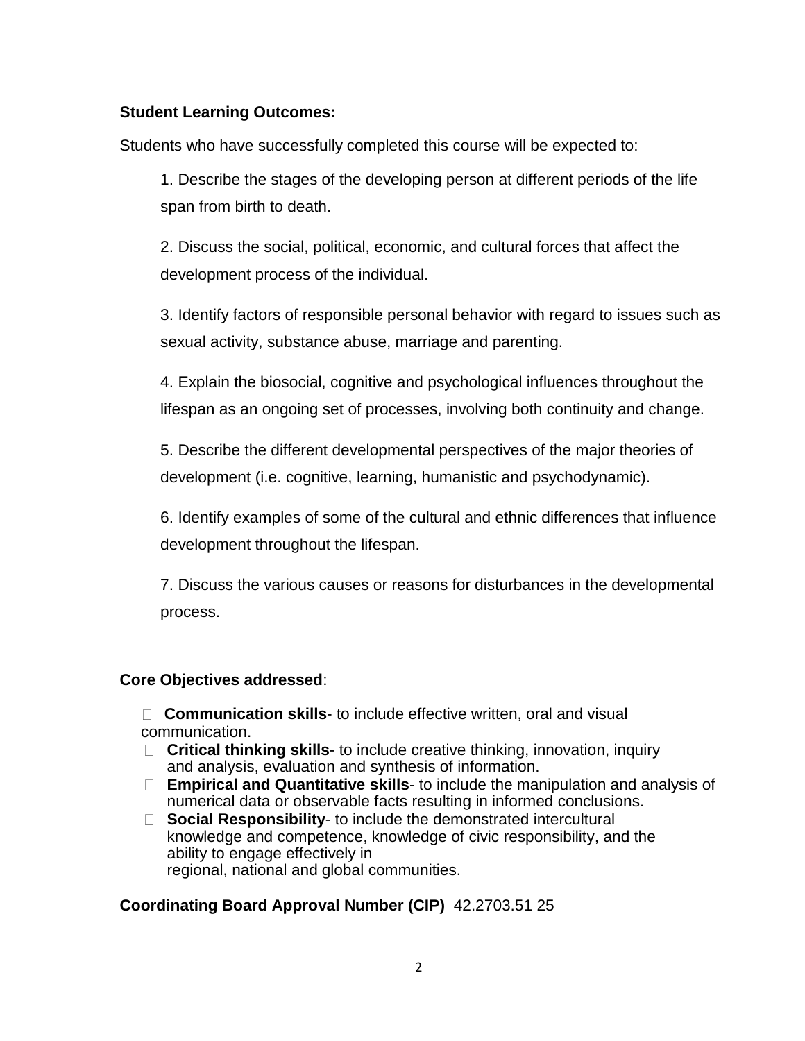**Student Learning Outcomes:**

Students who have successfully completed this course will be expected to:

1. Describe the stages of the developing person at different periods of the life span from birth to death.
2. Discuss the social, political, economic, and cultural forces that affect the development process of the individual.
3. Identify factors of responsible personal behavior with regard to issues such as sexual activity, substance abuse, marriage and parenting.
4. Explain the biosocial, cognitive and psychological influences throughout the lifespan as an ongoing set of processes, involving both continuity and change.
5. Describe the different developmental perspectives of the major theories of development (i.e. cognitive, learning, humanistic and psychodynamic).
6. Identify examples of some of the cultural and ethnic differences that influence development throughout the lifespan.
7. Discuss the various causes or reasons for disturbances in the developmental process.

**Core Objectives addressed**:

- **Communication skills**- to include effective written, oral and visual communication.
- **Critical thinking skills**- to include creative thinking, innovation, inquiry and analysis, evaluation and synthesis of information.
- **Empirical and Quantitative skills**- to include the manipulation and analysis of numerical data or observable facts resulting in informed conclusions.
- **Social Responsibility**- to include the demonstrated intercultural knowledge and competence, knowledge of civic responsibility, and the ability to engage effectively in regional, national and global communities.

**Coordinating Board Approval Number (CIP)** 42.2703.51 25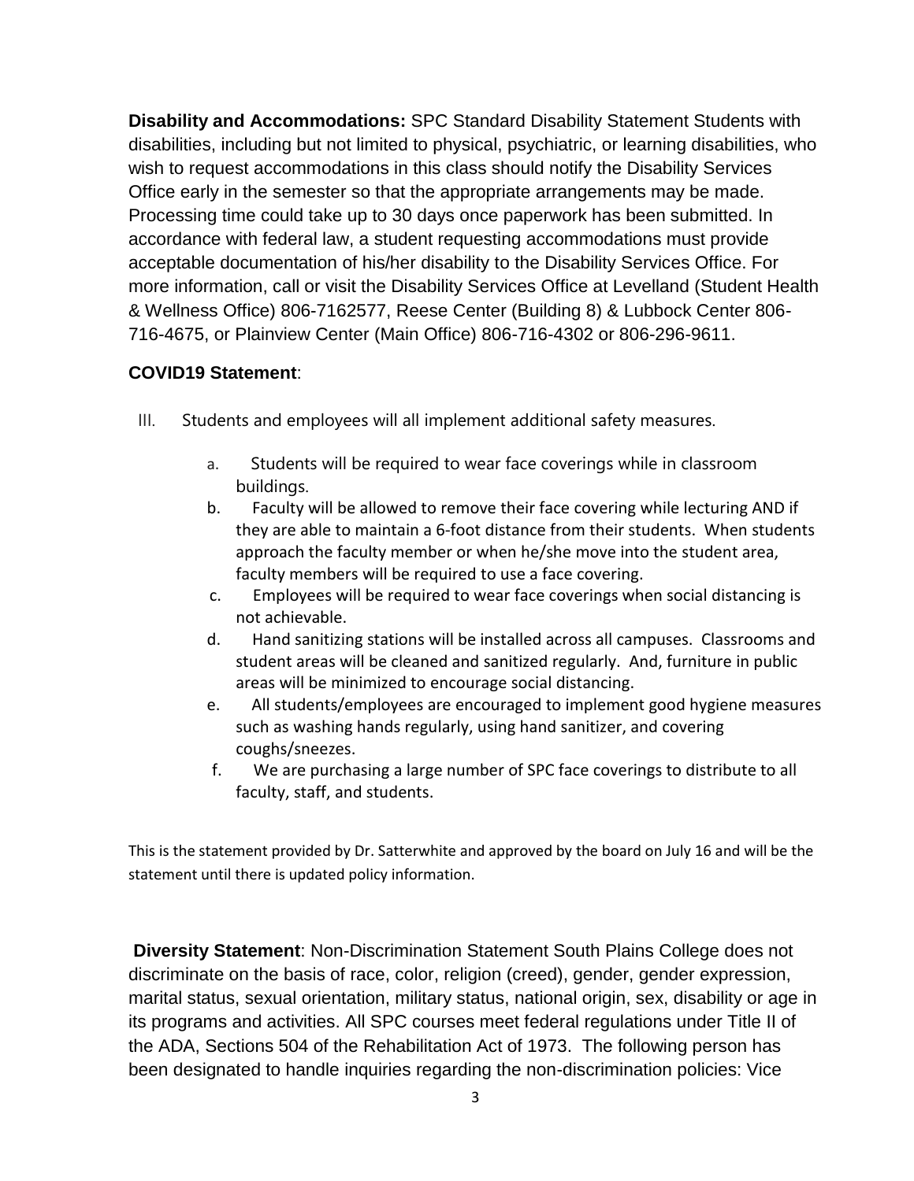**Disability and Accommodations:** SPC Standard Disability Statement Students with disabilities, including but not limited to physical, psychiatric, or learning disabilities, who wish to request accommodations in this class should notify the Disability Services Office early in the semester so that the appropriate arrangements may be made. Processing time could take up to 30 days once paperwork has been submitted. In accordance with federal law, a student requesting accommodations must provide acceptable documentation of his/her disability to the Disability Services Office. For more information, call or visit the Disability Services Office at Levelland (Student Health & Wellness Office) 806-7162577, Reese Center (Building 8) & Lubbock Center 806-716-4675, or Plainview Center (Main Office) 806-716-4302 or 806-296-9611.

**COVID19 Statement**:

III. Students and employees will all implement additional safety measures.

   a. Students will be required to wear face coverings while in classroom buildings.
   b. Faculty will be allowed to remove their face covering while lecturing AND if they are able to maintain a 6-foot distance from their students. When students approach the faculty member or when he/she move into the student area, faculty members will be required to use a face covering.
   c. Employees will be required to wear face coverings when social distancing is not achievable.
   d. Hand sanitizing stations will be installed across all campuses. Classrooms and student areas will be cleaned and sanitized regularly. And, furniture in public areas will be minimized to encourage social distancing.
   e. All students/employees are encouraged to implement good hygiene measures such as washing hands regularly, using hand sanitizer, and covering coughs/sneezes.
   f. We are purchasing a large number of SPC face coverings to distribute to all faculty, staff, and students.

This is the statement provided by Dr. Satterwhite and approved by the board on July 16 and will be the statement until there is updated policy information.

**Diversity Statement**: Non-Discrimination Statement South Plains College does not discriminate on the basis of race, color, religion (creed), gender, gender expression, marital status, sexual orientation, military status, national origin, sex, disability or age in its programs and activities. All SPC courses meet federal regulations under Title II of the ADA, Sections 504 of the Rehabilitation Act of 1973. The following person has been designated to handle inquiries regarding the non-discrimination policies: Vice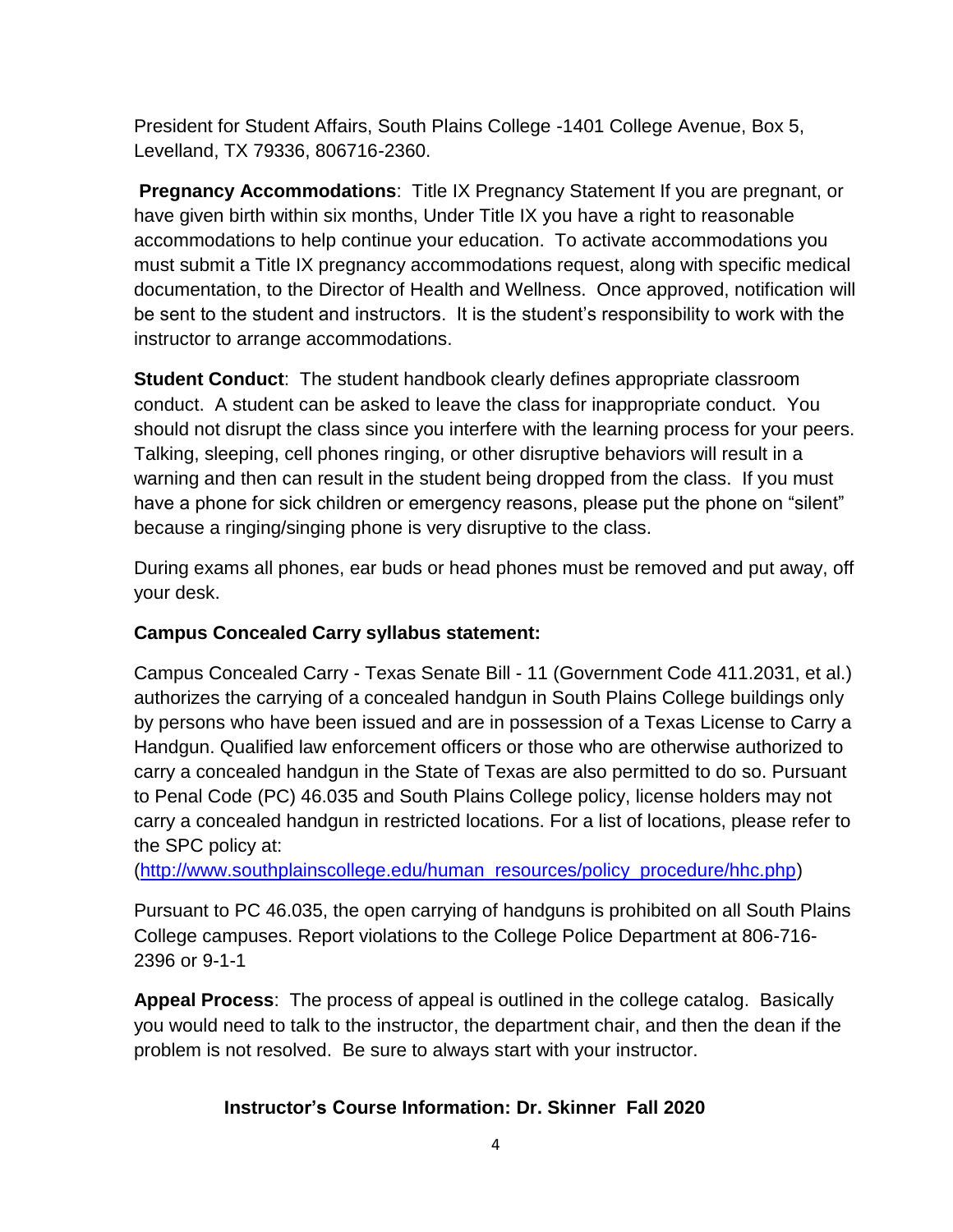President for Student Affairs, South Plains College -1401 College Avenue, Box 5, Levelland, TX 79336, 806716-2360.

**Pregnancy Accommodations**: Title IX Pregnancy Statement If you are pregnant, or have given birth within six months, Under Title IX you have a right to reasonable accommodations to help continue your education. To activate accommodations you must submit a Title IX pregnancy accommodations request, along with specific medical documentation, to the Director of Health and Wellness. Once approved, notification will be sent to the student and instructors. It is the student's responsibility to work with the instructor to arrange accommodations.

**Student Conduct**: The student handbook clearly defines appropriate classroom conduct. A student can be asked to leave the class for inappropriate conduct. You should not disrupt the class since you interfere with the learning process for your peers. Talking, sleeping, cell phones ringing, or other disruptive behaviors will result in a warning and then can result in the student being dropped from the class. If you must have a phone for sick children or emergency reasons, please put the phone on "silent" because a ringing/singing phone is very disruptive to the class.

During exams all phones, ear buds or head phones must be removed and put away, off your desk.

**Campus Concealed Carry syllabus statement:**

Campus Concealed Carry - Texas Senate Bill - 11 (Government Code 411.2031, et al.) authorizes the carrying of a concealed handgun in South Plains College buildings only by persons who have been issued and are in possession of a Texas License to Carry a Handgun. Qualified law enforcement officers or those who are otherwise authorized to carry a concealed handgun in the State of Texas are also permitted to do so. Pursuant to Penal Code (PC) 46.035 and South Plains College policy, license holders may not carry a concealed handgun in restricted locations. For a list of locations, please refer to the SPC policy at:
([http://www.southplainscollege.edu/human_resources/policy_procedure/hhc.php](http://www.southplainscollege.edu/human_resources/policy_procedure/hhc.php))

Pursuant to PC 46.035, the open carrying of handguns is prohibited on all South Plains College campuses. Report violations to the College Police Department at 806-716-2396 or 9-1-1

**Appeal Process**: The process of appeal is outlined in the college catalog. Basically you would need to talk to the instructor, the department chair, and then the dean if the problem is not resolved. Be sure to always start with your instructor.

**Instructor's Course Information: Dr. Skinner Fall 2020**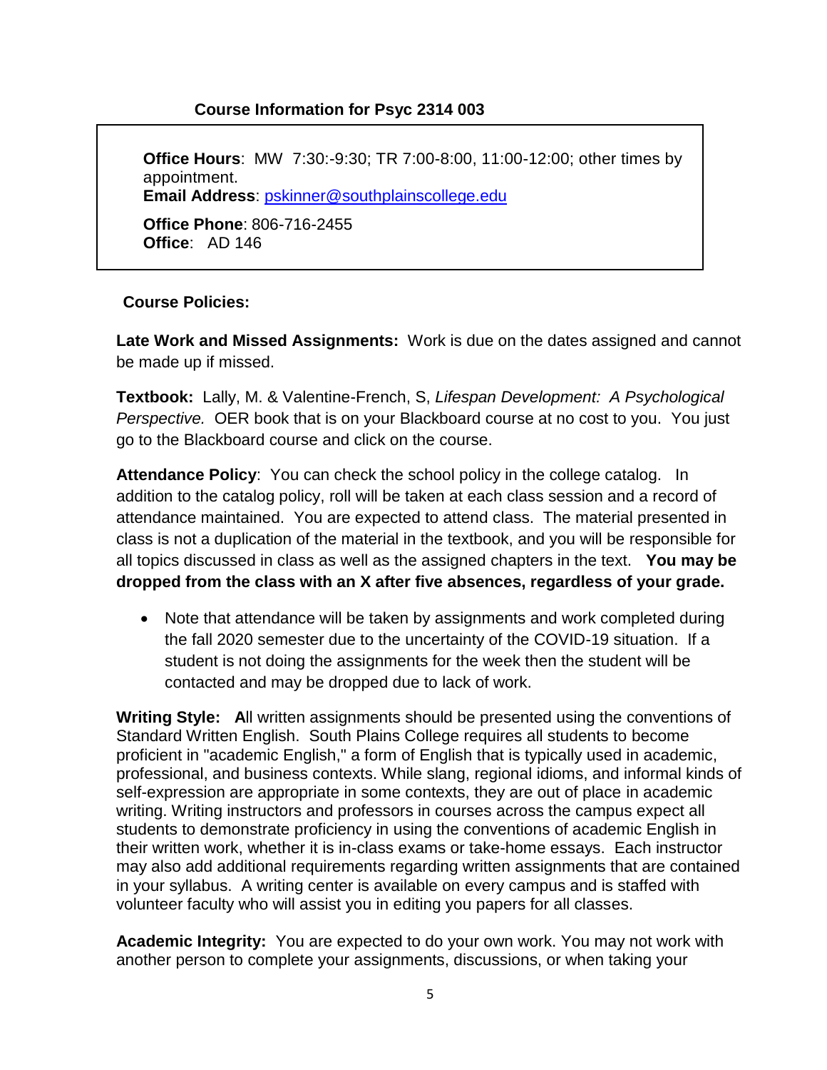**Course Information for Psyc 2314 003**

**Office Hours**: MW 7:30:-9:30; TR 7:00-8:00, 11:00-12:00; other times by appointment.
**Email Address**: pskinner@southplainscollege.edu

**Office Phone**: 806-716-2455
**Office**: AD 146

**Course Policies:**

**Late Work and Missed Assignments:** Work is due on the dates assigned and cannot be made up if missed.

**Textbook:** Lally, M. & Valentine-French, S, *Lifespan Development: A Psychological Perspective.* OER book that is on your Blackboard course at no cost to you. You just go to the Blackboard course and click on the course.

**Attendance Policy**: You can check the school policy in the college catalog. In addition to the catalog policy, roll will be taken at each class session and a record of attendance maintained. You are expected to attend class. The material presented in class is not a duplication of the material in the textbook, and you will be responsible for all topics discussed in class as well as the assigned chapters in the text. **You may be dropped from the class with an X after five absences, regardless of your grade.**

- Note that attendance will be taken by assignments and work completed during the fall 2020 semester due to the uncertainty of the COVID-19 situation. If a student is not doing the assignments for the week then the student will be contacted and may be dropped due to lack of work.

**Writing Style: A**ll written assignments should be presented using the conventions of Standard Written English. South Plains College requires all students to become proficient in "academic English," a form of English that is typically used in academic, professional, and business contexts. While slang, regional idioms, and informal kinds of self-expression are appropriate in some contexts, they are out of place in academic writing. Writing instructors and professors in courses across the campus expect all students to demonstrate proficiency in using the conventions of academic English in their written work, whether it is in-class exams or take-home essays. Each instructor may also add additional requirements regarding written assignments that are contained in your syllabus. A writing center is available on every campus and is staffed with volunteer faculty who will assist you in editing you papers for all classes.

**Academic Integrity:** You are expected to do your own work. You may not work with another person to complete your assignments, discussions, or when taking your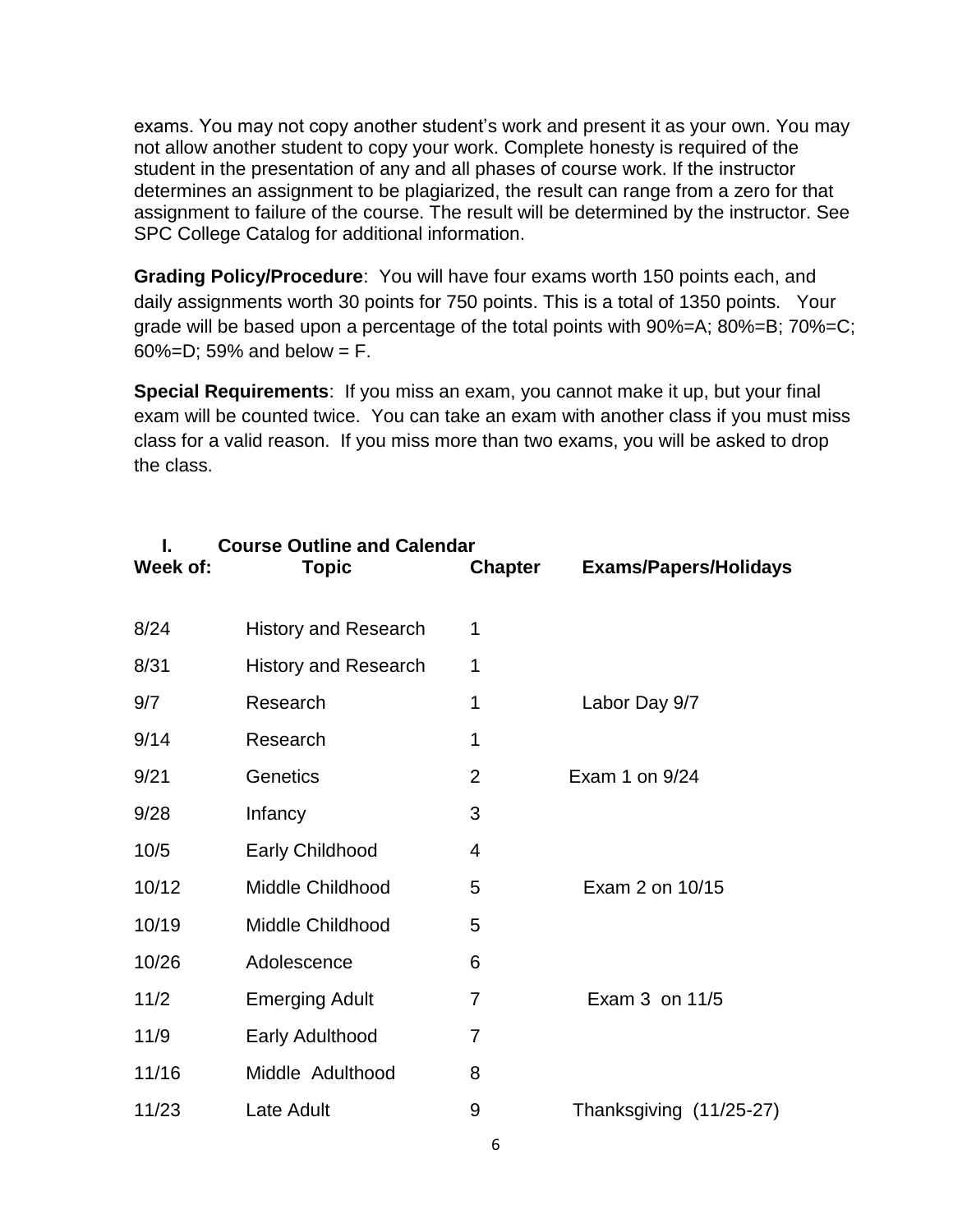exams. You may not copy another student's work and present it as your own. You may not allow another student to copy your work. Complete honesty is required of the student in the presentation of any and all phases of course work. If the instructor determines an assignment to be plagiarized, the result can range from a zero for that assignment to failure of the course. The result will be determined by the instructor. See SPC College Catalog for additional information.

**Grading Policy/Procedure**: You will have four exams worth 150 points each, and daily assignments worth 30 points for 750 points. This is a total of 1350 points. Your grade will be based upon a percentage of the total points with 90%=A; 80%=B; 70%=C; 60%=D; 59% and below = F.

**Special Requirements**: If you miss an exam, you cannot make it up, but your final exam will be counted twice. You can take an exam with another class if you must miss class for a valid reason. If you miss more than two exams, you will be asked to drop the class.

## I. Course Outline and Calendar

| Week of: | Topic | Chapter | Exams/Papers/Holidays |
|---|---|---|---|
| 8/24 | History and Research | 1 | |
| 8/31 | History and Research | 1 | |
| 9/7 | Research | 1 | Labor Day 9/7 |
| 9/14 | Research | 1 | |
| 9/21 | Genetics | 2 | Exam 1 on 9/24 |
| 9/28 | Infancy | 3 | |
| 10/5 | Early Childhood | 4 | |
| 10/12 | Middle Childhood | 5 | Exam 2 on 10/15 |
| 10/19 | Middle Childhood | 5 | |
| 10/26 | Adolescence | 6 | |
| 11/2 | Emerging Adult | 7 | Exam 3 on 11/5 |
| 11/9 | Early Adulthood | 7 | |
| 11/16 | Middle Adulthood | 8 | |
| 11/23 | Late Adult | 9 | Thanksgiving (11/25-27) |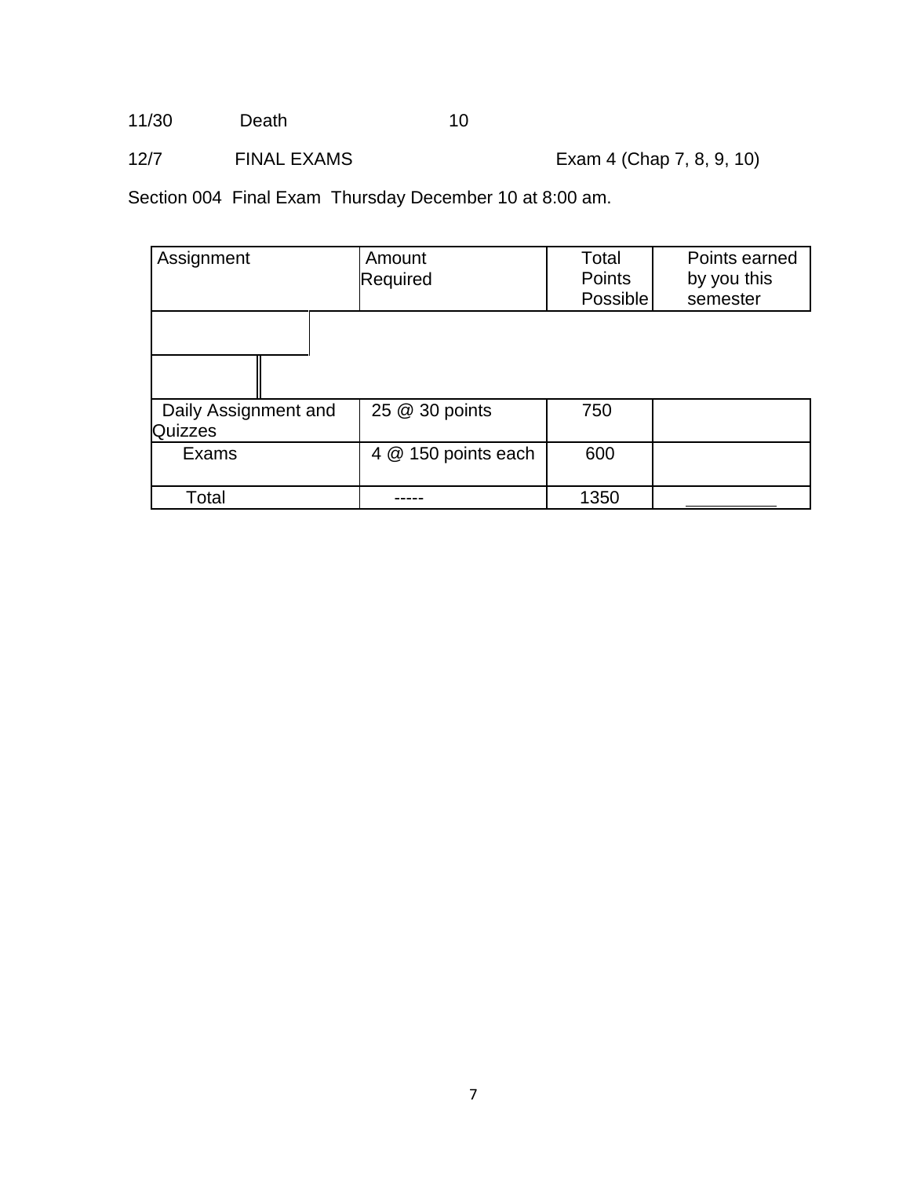| | | | |
|---|---|---|---|
| 11/30 | Death | 10 | |
| 12/7 | FINAL EXAMS | | Exam 4 (Chap 7, 8, 9, 10) |

Section 004 Final Exam Thursday December 10 at 8:00 am.

| Assignment | Amount Required | Total Points Possible | Points earned by you this semester |
|---|---|---|---|
| | | | |
| | | | |
| Daily Assignment and Quizzes | 25 @ 30 points | 750 | |
| Exams | 4 @ 150 points each | 600 | |
| Total | ----- | 1350 | _________ |